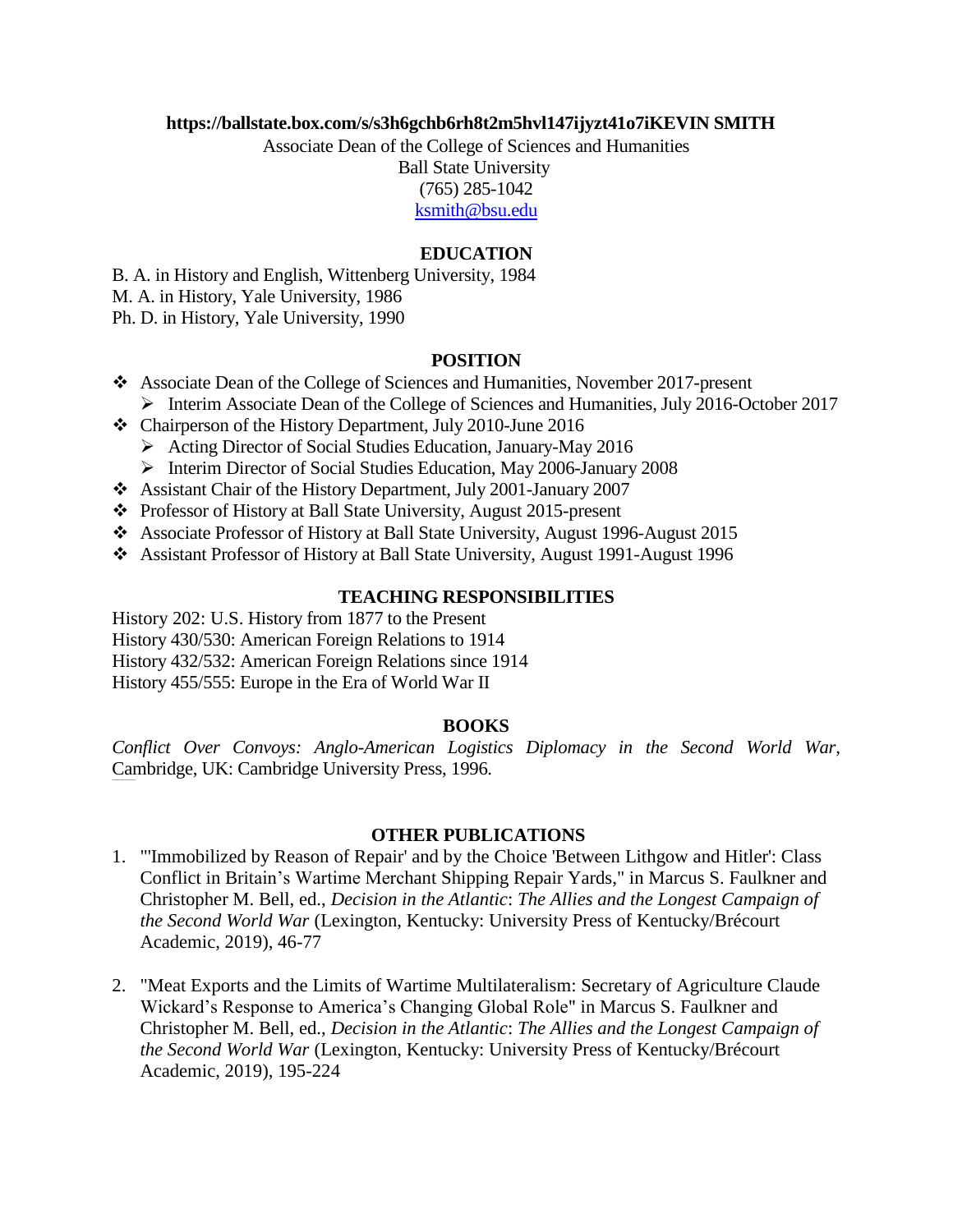**https://ballstate.box.com/s/s3h6gchb6rh8t2m5hvl147ijyzt41o7iKEVIN SMITH**

Associate Dean of the College of Sciences and Humanities
Ball State University
(765) 285-1042
ksmith@bsu.edu

## EDUCATION

B. A. in History and English, Wittenberg University, 1984
M. A. in History, Yale University, 1986
Ph. D. in History, Yale University, 1990

## POSITION

- Associate Dean of the College of Sciences and Humanities, November 2017-present
  - Interim Associate Dean of the College of Sciences and Humanities, July 2016-October 2017
- Chairperson of the History Department, July 2010-June 2016
  - Acting Director of Social Studies Education, January-May 2016
  - Interim Director of Social Studies Education, May 2006-January 2008
- Assistant Chair of the History Department, July 2001-January 2007
- Professor of History at Ball State University, August 2015-present
- Associate Professor of History at Ball State University, August 1996-August 2015
- Assistant Professor of History at Ball State University, August 1991-August 1996

## TEACHING RESPONSIBILITIES

History 202: U.S. History from 1877 to the Present
History 430/530: American Foreign Relations to 1914
History 432/532: American Foreign Relations since 1914
History 455/555: Europe in the Era of World War II

## BOOKS

*Conflict Over Convoys: Anglo-American Logistics Diplomacy in the Second World War*, Cambridge, UK: Cambridge University Press, 1996.

## OTHER PUBLICATIONS

1. "'Immobilized by Reason of Repair' and by the Choice 'Between Lithgow and Hitler': Class Conflict in Britain's Wartime Merchant Shipping Repair Yards," in Marcus S. Faulkner and Christopher M. Bell, ed., *Decision in the Atlantic*: *The Allies and the Longest Campaign of the Second World War* (Lexington, Kentucky: University Press of Kentucky/Brécourt Academic, 2019), 46-77

2. "Meat Exports and the Limits of Wartime Multilateralism: Secretary of Agriculture Claude Wickard's Response to America's Changing Global Role" in Marcus S. Faulkner and Christopher M. Bell, ed., *Decision in the Atlantic*: *The Allies and the Longest Campaign of the Second World War* (Lexington, Kentucky: University Press of Kentucky/Brécourt Academic, 2019), 195-224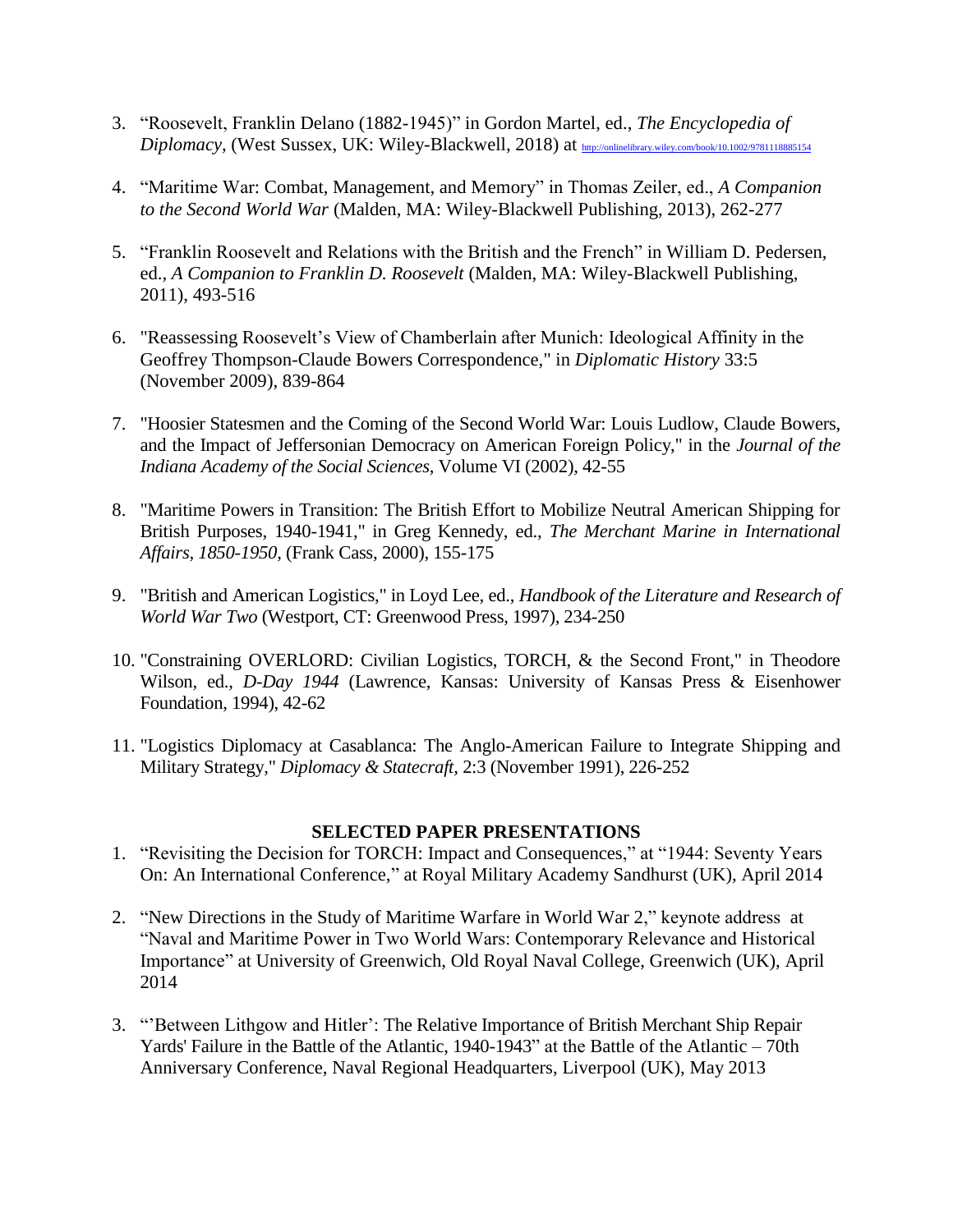3. "Roosevelt, Franklin Delano (1882-1945)" in Gordon Martel, ed., *The Encyclopedia of Diplomacy*, (West Sussex, UK: Wiley-Blackwell, 2018) at http://onlinelibrary.wiley.com/book/10.1002/9781118885154

4. "Maritime War: Combat, Management, and Memory" in Thomas Zeiler, ed., *A Companion to the Second World War* (Malden, MA: Wiley-Blackwell Publishing, 2013), 262-277

5. "Franklin Roosevelt and Relations with the British and the French" in William D. Pedersen, ed., *A Companion to Franklin D. Roosevelt* (Malden, MA: Wiley-Blackwell Publishing, 2011), 493-516

6. "Reassessing Roosevelt's View of Chamberlain after Munich: Ideological Affinity in the Geoffrey Thompson-Claude Bowers Correspondence," in *Diplomatic History* 33:5 (November 2009), 839-864

7. "Hoosier Statesmen and the Coming of the Second World War: Louis Ludlow, Claude Bowers, and the Impact of Jeffersonian Democracy on American Foreign Policy," in the *Journal of the Indiana Academy of the Social Sciences*, Volume VI (2002), 42-55

8. "Maritime Powers in Transition: The British Effort to Mobilize Neutral American Shipping for British Purposes, 1940-1941," in Greg Kennedy, ed., *The Merchant Marine in International Affairs, 1850-1950*, (Frank Cass, 2000), 155-175

9. "British and American Logistics," in Loyd Lee, ed., *Handbook of the Literature and Research of World War Two* (Westport, CT: Greenwood Press, 1997), 234-250

10. "Constraining OVERLORD: Civilian Logistics, TORCH, & the Second Front," in Theodore Wilson, ed., *D-Day 1944* (Lawrence, Kansas: University of Kansas Press & Eisenhower Foundation, 1994), 42-62

11. "Logistics Diplomacy at Casablanca: The Anglo-American Failure to Integrate Shipping and Military Strategy," *Diplomacy & Statecraft*, 2:3 (November 1991), 226-252

## SELECTED PAPER PRESENTATIONS

1. "Revisiting the Decision for TORCH: Impact and Consequences," at "1944: Seventy Years On: An International Conference," at Royal Military Academy Sandhurst (UK), April 2014

2. "New Directions in the Study of Maritime Warfare in World War 2," keynote address at "Naval and Maritime Power in Two World Wars: Contemporary Relevance and Historical Importance" at University of Greenwich, Old Royal Naval College, Greenwich (UK), April 2014

3. "'Between Lithgow and Hitler': The Relative Importance of British Merchant Ship Repair Yards' Failure in the Battle of the Atlantic, 1940-1943" at the Battle of the Atlantic – 70th Anniversary Conference, Naval Regional Headquarters, Liverpool (UK), May 2013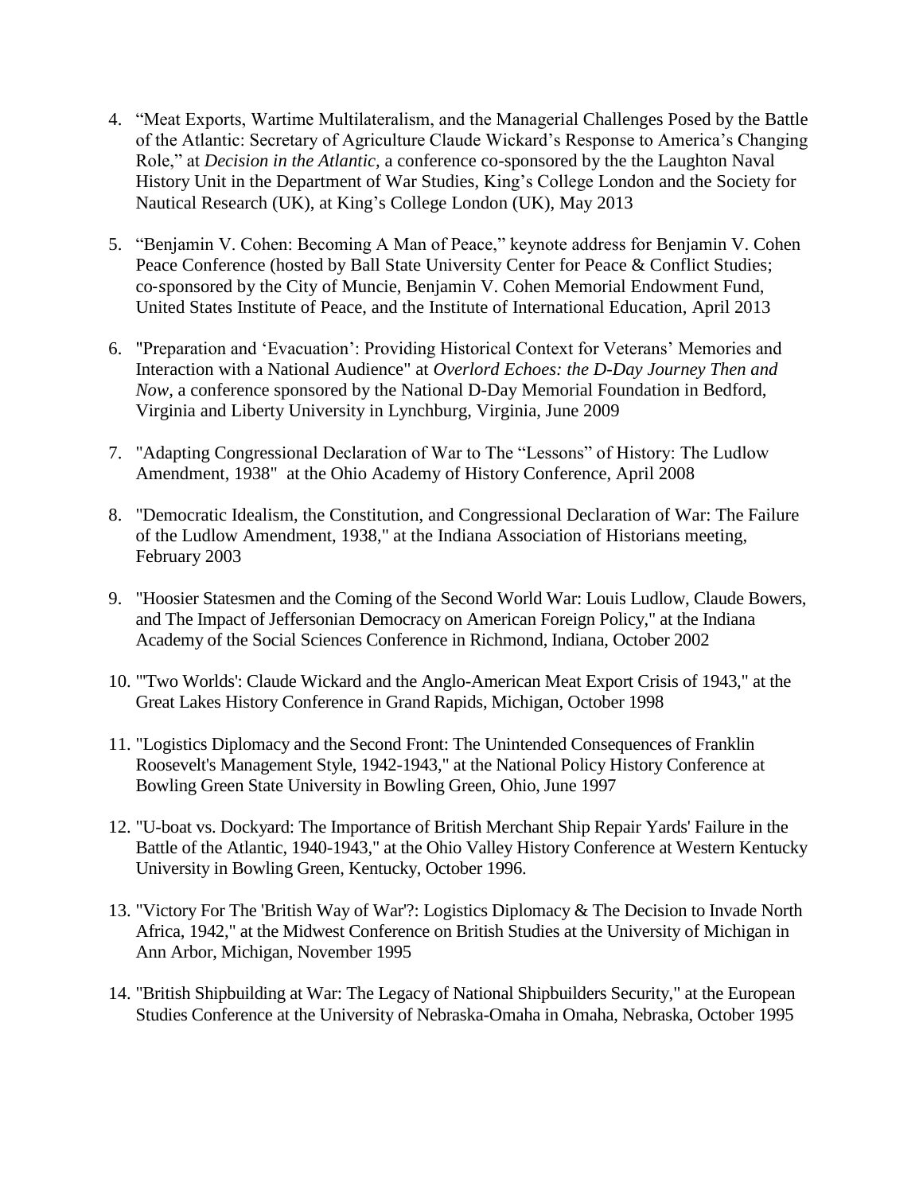4. "Meat Exports, Wartime Multilateralism, and the Managerial Challenges Posed by the Battle of the Atlantic: Secretary of Agriculture Claude Wickard's Response to America's Changing Role," at *Decision in the Atlantic*, a conference co-sponsored by the the Laughton Naval History Unit in the Department of War Studies, King's College London and the Society for Nautical Research (UK), at King's College London (UK), May 2013

5. "Benjamin V. Cohen: Becoming A Man of Peace," keynote address for Benjamin V. Cohen Peace Conference (hosted by Ball State University Center for Peace & Conflict Studies; co-sponsored by the City of Muncie, Benjamin V. Cohen Memorial Endowment Fund, United States Institute of Peace, and the Institute of International Education, April 2013

6. "Preparation and 'Evacuation': Providing Historical Context for Veterans' Memories and Interaction with a National Audience" at *Overlord Echoes: the D-Day Journey Then and Now*, a conference sponsored by the National D-Day Memorial Foundation in Bedford, Virginia and Liberty University in Lynchburg, Virginia, June 2009

7. "Adapting Congressional Declaration of War to The "Lessons" of History: The Ludlow Amendment, 1938" at the Ohio Academy of History Conference, April 2008

8. "Democratic Idealism, the Constitution, and Congressional Declaration of War: The Failure of the Ludlow Amendment, 1938," at the Indiana Association of Historians meeting, February 2003

9. "Hoosier Statesmen and the Coming of the Second World War: Louis Ludlow, Claude Bowers, and The Impact of Jeffersonian Democracy on American Foreign Policy," at the Indiana Academy of the Social Sciences Conference in Richmond, Indiana, October 2002

10. "'Two Worlds': Claude Wickard and the Anglo-American Meat Export Crisis of 1943," at the Great Lakes History Conference in Grand Rapids, Michigan, October 1998

11. "Logistics Diplomacy and the Second Front: The Unintended Consequences of Franklin Roosevelt's Management Style, 1942-1943," at the National Policy History Conference at Bowling Green State University in Bowling Green, Ohio, June 1997

12. "U-boat vs. Dockyard: The Importance of British Merchant Ship Repair Yards' Failure in the Battle of the Atlantic, 1940-1943," at the Ohio Valley History Conference at Western Kentucky University in Bowling Green, Kentucky, October 1996.

13. "Victory For The 'British Way of War'?: Logistics Diplomacy & The Decision to Invade North Africa, 1942," at the Midwest Conference on British Studies at the University of Michigan in Ann Arbor, Michigan, November 1995

14. "British Shipbuilding at War: The Legacy of National Shipbuilders Security," at the European Studies Conference at the University of Nebraska-Omaha in Omaha, Nebraska, October 1995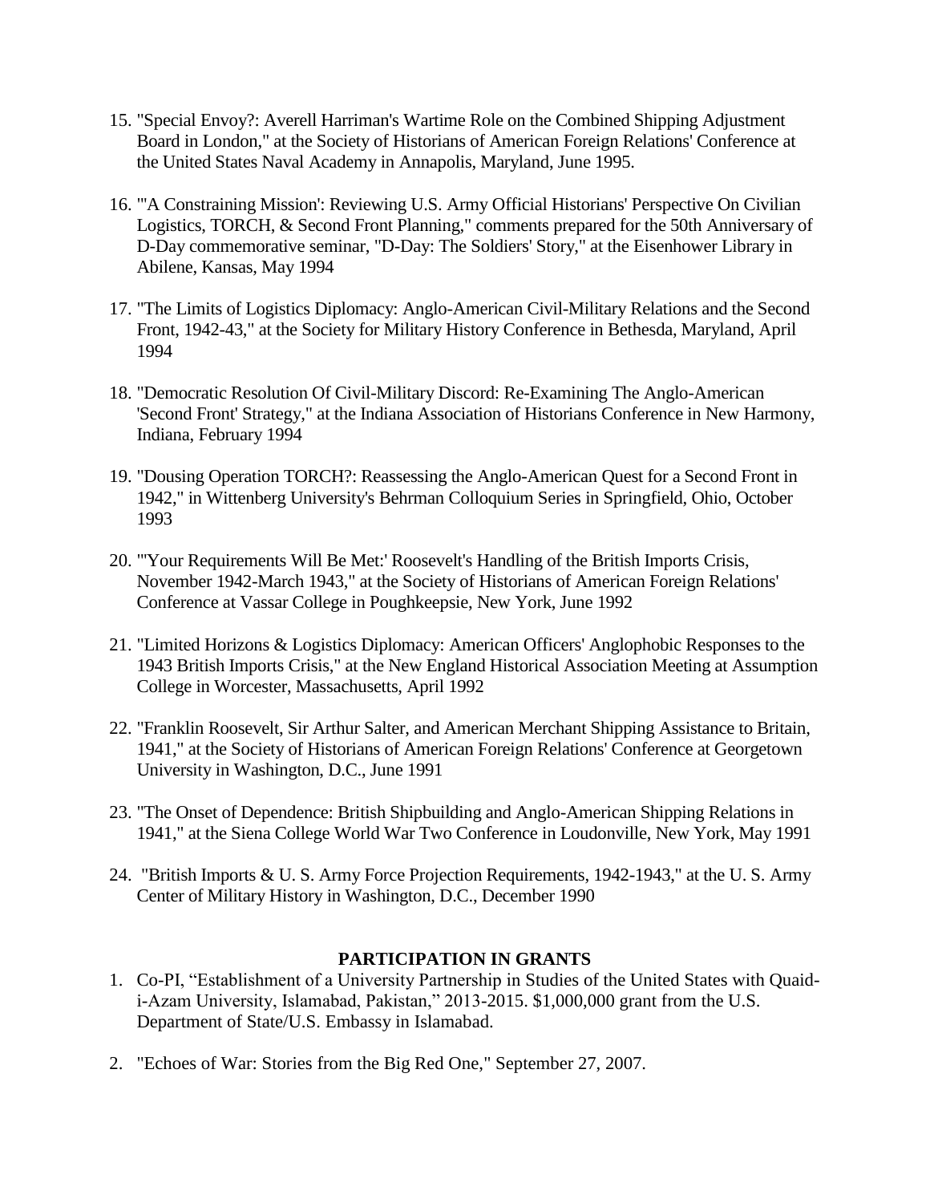15. "Special Envoy?: Averell Harriman's Wartime Role on the Combined Shipping Adjustment Board in London," at the Society of Historians of American Foreign Relations' Conference at the United States Naval Academy in Annapolis, Maryland, June 1995.

16. "'A Constraining Mission': Reviewing U.S. Army Official Historians' Perspective On Civilian Logistics, TORCH, & Second Front Planning," comments prepared for the 50th Anniversary of D-Day commemorative seminar, "D-Day: The Soldiers' Story," at the Eisenhower Library in Abilene, Kansas, May 1994

17. "The Limits of Logistics Diplomacy: Anglo-American Civil-Military Relations and the Second Front, 1942-43," at the Society for Military History Conference in Bethesda, Maryland, April 1994

18. "Democratic Resolution Of Civil-Military Discord: Re-Examining The Anglo-American 'Second Front' Strategy," at the Indiana Association of Historians Conference in New Harmony, Indiana, February 1994

19. "Dousing Operation TORCH?: Reassessing the Anglo-American Quest for a Second Front in 1942," in Wittenberg University's Behrman Colloquium Series in Springfield, Ohio, October 1993

20. "'Your Requirements Will Be Met:' Roosevelt's Handling of the British Imports Crisis, November 1942-March 1943," at the Society of Historians of American Foreign Relations' Conference at Vassar College in Poughkeepsie, New York, June 1992

21. "Limited Horizons & Logistics Diplomacy: American Officers' Anglophobic Responses to the 1943 British Imports Crisis," at the New England Historical Association Meeting at Assumption College in Worcester, Massachusetts, April 1992

22. "Franklin Roosevelt, Sir Arthur Salter, and American Merchant Shipping Assistance to Britain, 1941," at the Society of Historians of American Foreign Relations' Conference at Georgetown University in Washington, D.C., June 1991

23. "The Onset of Dependence: British Shipbuilding and Anglo-American Shipping Relations in 1941," at the Siena College World War Two Conference in Loudonville, New York, May 1991

24. "British Imports & U. S. Army Force Projection Requirements, 1942-1943," at the U. S. Army Center of Military History in Washington, D.C., December 1990

## PARTICIPATION IN GRANTS

1. Co-PI, "Establishment of a University Partnership in Studies of the United States with Quaid-i-Azam University, Islamabad, Pakistan," 2013-2015. $1,000,000 grant from the U.S. Department of State/U.S. Embassy in Islamabad.

2. "Echoes of War: Stories from the Big Red One," September 27, 2007.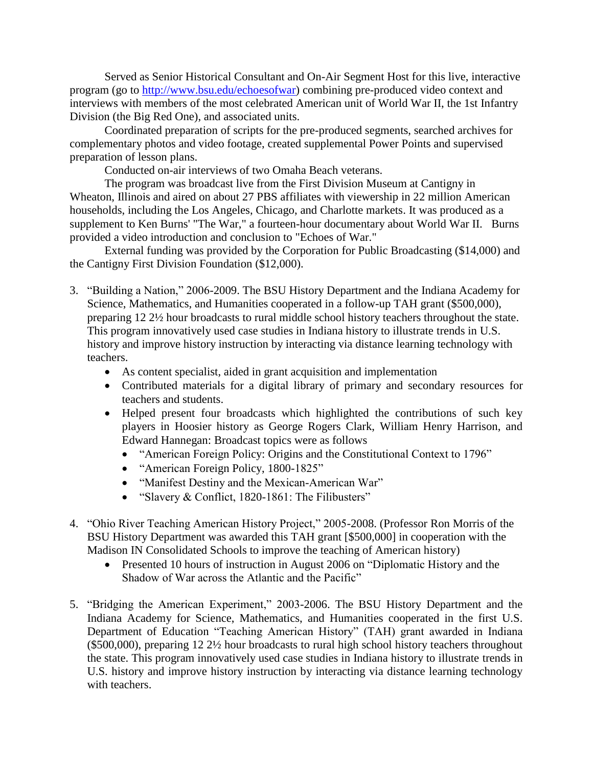Served as Senior Historical Consultant and On-Air Segment Host for this live, interactive program (go to [http://www.bsu.edu/echoesofwar](http://www.bsu.edu/echoesofwar)) combining pre-produced video context and interviews with members of the most celebrated American unit of World War II, the 1st Infantry Division (the Big Red One), and associated units.

Coordinated preparation of scripts for the pre-produced segments, searched archives for complementary photos and video footage, created supplemental Power Points and supervised preparation of lesson plans.

Conducted on-air interviews of two Omaha Beach veterans.

The program was broadcast live from the First Division Museum at Cantigny in Wheaton, Illinois and aired on about 27 PBS affiliates with viewership in 22 million American households, including the Los Angeles, Chicago, and Charlotte markets. It was produced as a supplement to Ken Burns' "The War," a fourteen-hour documentary about World War II. Burns provided a video introduction and conclusion to "Echoes of War."

External funding was provided by the Corporation for Public Broadcasting ($14,000) and the Cantigny First Division Foundation ($12,000).

3. "Building a Nation," 2006-2009. The BSU History Department and the Indiana Academy for Science, Mathematics, and Humanities cooperated in a follow-up TAH grant ($500,000), preparing 12 2½ hour broadcasts to rural middle school history teachers throughout the state. This program innovatively used case studies in Indiana history to illustrate trends in U.S. history and improve history instruction by interacting via distance learning technology with teachers.
   - As content specialist, aided in grant acquisition and implementation
   - Contributed materials for a digital library of primary and secondary resources for teachers and students.
   - Helped present four broadcasts which highlighted the contributions of such key players in Hoosier history as George Rogers Clark, William Henry Harrison, and Edward Hannegan: Broadcast topics were as follows
     - "American Foreign Policy: Origins and the Constitutional Context to 1796"
     - "American Foreign Policy, 1800-1825"
     - "Manifest Destiny and the Mexican-American War"
     - "Slavery & Conflict, 1820-1861: The Filibusters"

4. "Ohio River Teaching American History Project," 2005-2008. (Professor Ron Morris of the BSU History Department was awarded this TAH grant [$500,000] in cooperation with the Madison IN Consolidated Schools to improve the teaching of American history)
   - Presented 10 hours of instruction in August 2006 on "Diplomatic History and the Shadow of War across the Atlantic and the Pacific"

5. "Bridging the American Experiment," 2003-2006. The BSU History Department and the Indiana Academy for Science, Mathematics, and Humanities cooperated in the first U.S. Department of Education "Teaching American History" (TAH) grant awarded in Indiana ($500,000), preparing 12 2½ hour broadcasts to rural high school history teachers throughout the state. This program innovatively used case studies in Indiana history to illustrate trends in U.S. history and improve history instruction by interacting via distance learning technology with teachers.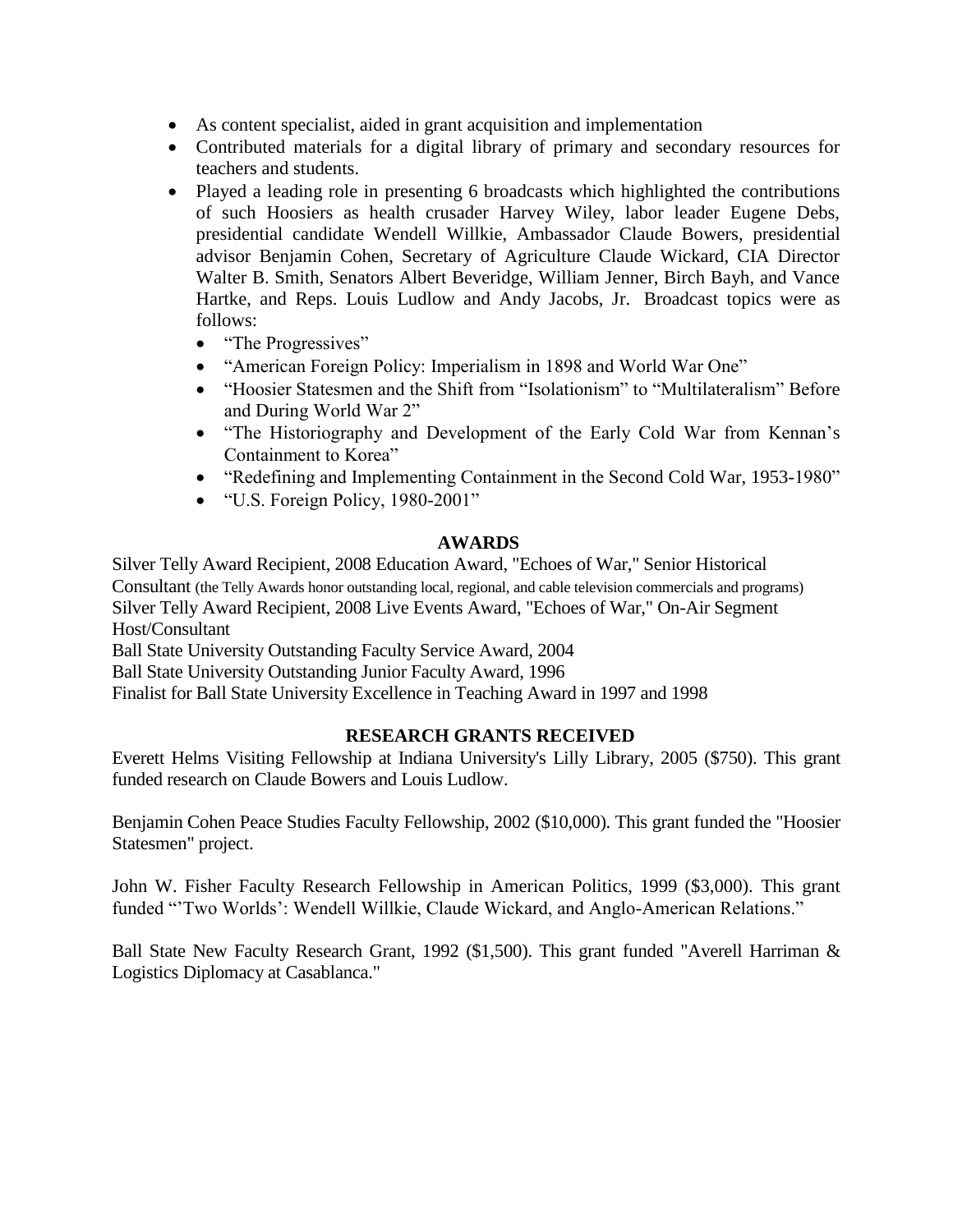- As content specialist, aided in grant acquisition and implementation
- Contributed materials for a digital library of primary and secondary resources for teachers and students.
- Played a leading role in presenting 6 broadcasts which highlighted the contributions of such Hoosiers as health crusader Harvey Wiley, labor leader Eugene Debs, presidential candidate Wendell Willkie, Ambassador Claude Bowers, presidential advisor Benjamin Cohen, Secretary of Agriculture Claude Wickard, CIA Director Walter B. Smith, Senators Albert Beveridge, William Jenner, Birch Bayh, and Vance Hartke, and Reps. Louis Ludlow and Andy Jacobs, Jr. Broadcast topics were as follows:
  - "The Progressives"
  - "American Foreign Policy: Imperialism in 1898 and World War One"
  - "Hoosier Statesmen and the Shift from "Isolationism" to "Multilateralism" Before and During World War 2"
  - "The Historiography and Development of the Early Cold War from Kennan's Containment to Korea"
  - "Redefining and Implementing Containment in the Second Cold War, 1953-1980"
  - "U.S. Foreign Policy, 1980-2001"

## AWARDS

Silver Telly Award Recipient, 2008 Education Award, "Echoes of War," Senior Historical Consultant (the Telly Awards honor outstanding local, regional, and cable television commercials and programs)
Silver Telly Award Recipient, 2008 Live Events Award, "Echoes of War," On-Air Segment Host/Consultant
Ball State University Outstanding Faculty Service Award, 2004
Ball State University Outstanding Junior Faculty Award, 1996
Finalist for Ball State University Excellence in Teaching Award in 1997 and 1998

## RESEARCH GRANTS RECEIVED

Everett Helms Visiting Fellowship at Indiana University's Lilly Library, 2005 ($750). This grant funded research on Claude Bowers and Louis Ludlow.

Benjamin Cohen Peace Studies Faculty Fellowship, 2002 ($10,000). This grant funded the "Hoosier Statesmen" project.

John W. Fisher Faculty Research Fellowship in American Politics, 1999 ($3,000). This grant funded "'Two Worlds': Wendell Willkie, Claude Wickard, and Anglo-American Relations."

Ball State New Faculty Research Grant, 1992 ($1,500). This grant funded "Averell Harriman & Logistics Diplomacy at Casablanca."